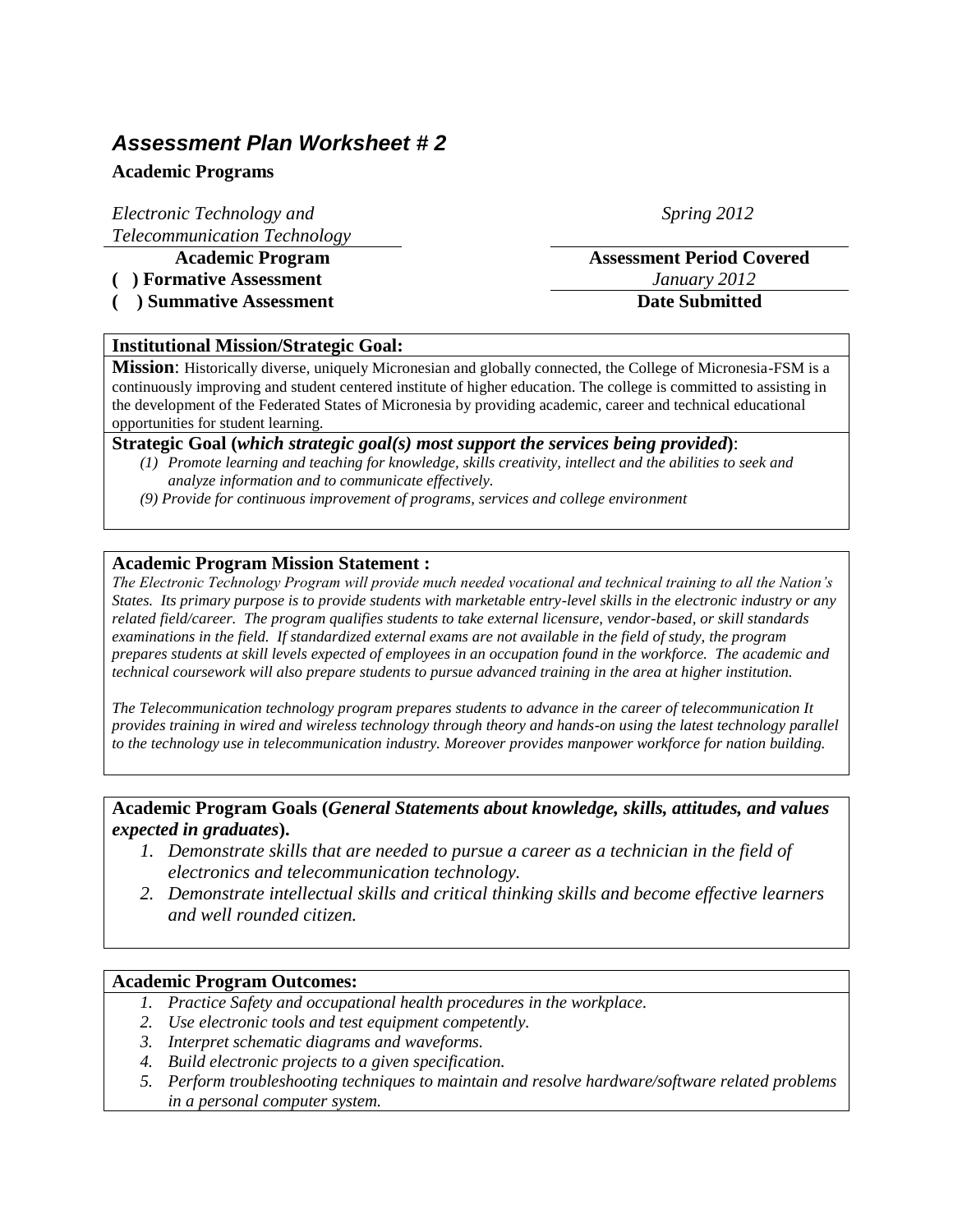## *Assessment Plan Worksheet # 2*

**Academic Programs**

*Electronic Technology and Telecommunication Technology*
**Academic Program**

*Spring 2012*
**Assessment Period Covered**

**( ) Formative Assessment**

**( ) Summative Assessment**

*January 2012*
**Date Submitted**

**Institutional Mission/Strategic Goal:**

**Mission**: Historically diverse, uniquely Micronesian and globally connected, the College of Micronesia-FSM is a continuously improving and student centered institute of higher education. The college is committed to assisting in the development of the Federated States of Micronesia by providing academic, career and technical educational opportunities for student learning.

**Strategic Goal (*which strategic goal(s) most support the services being provided*)**:

*(1) Promote learning and teaching for knowledge, skills creativity, intellect and the abilities to seek and analyze information and to communicate effectively.*

*(9) Provide for continuous improvement of programs, services and college environment*

**Academic Program Mission Statement :**

*The Electronic Technology Program will provide much needed vocational and technical training to all the Nation's States. Its primary purpose is to provide students with marketable entry-level skills in the electronic industry or any related field/career. The program qualifies students to take external licensure, vendor-based, or skill standards examinations in the field. If standardized external exams are not available in the field of study, the program prepares students at skill levels expected of employees in an occupation found in the workforce. The academic and technical coursework will also prepare students to pursue advanced training in the area at higher institution.*

*The Telecommunication technology program prepares students to advance in the career of telecommunication It provides training in wired and wireless technology through theory and hands-on using the latest technology parallel to the technology use in telecommunication industry. Moreover provides manpower workforce for nation building.*

**Academic Program Goals (*General Statements about knowledge, skills, attitudes, and values expected in graduates*).**

1. *Demonstrate skills that are needed to pursue a career as a technician in the field of electronics and telecommunication technology.*
2. *Demonstrate intellectual skills and critical thinking skills and become effective learners and well rounded citizen.*

**Academic Program Outcomes:**

1. *Practice Safety and occupational health procedures in the workplace.*
2. *Use electronic tools and test equipment competently.*
3. *Interpret schematic diagrams and waveforms.*
4. *Build electronic projects to a given specification.*
5. *Perform troubleshooting techniques to maintain and resolve hardware/software related problems in a personal computer system.*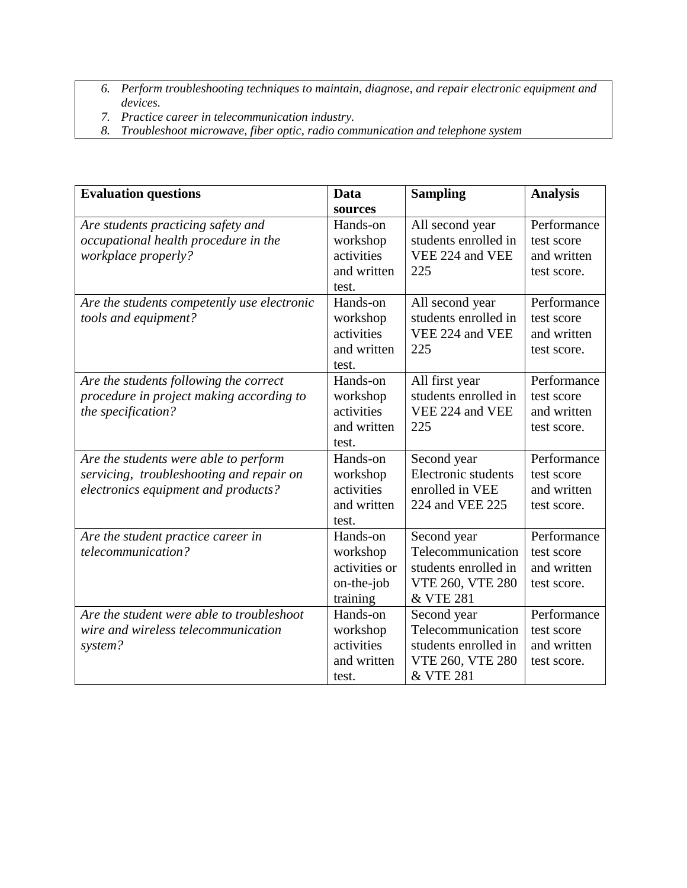6. *Perform troubleshooting techniques to maintain, diagnose, and repair electronic equipment and devices.*
7. *Practice career in telecommunication industry.*
8. *Troubleshoot microwave, fiber optic, radio communication and telephone system*

| **Evaluation questions** | **Data sources** | **Sampling** | **Analysis** |
|---|---|---|---|
| *Are students practicing safety and occupational health procedure in the workplace properly?* | Hands-on workshop activities and written test. | All second year students enrolled in VEE 224 and VEE 225 | Performance test score and written test score. |
| *Are the students competently use electronic tools and equipment?* | Hands-on workshop activities and written test. | All second year students enrolled in VEE 224 and VEE 225 | Performance test score and written test score. |
| *Are the students following the correct procedure in project making according to the specification?* | Hands-on workshop activities and written test. | All first year students enrolled in VEE 224 and VEE 225 | Performance test score and written test score. |
| *Are the students were able to perform servicing, troubleshooting and repair on electronics equipment and products?* | Hands-on workshop activities and written test. | Second year Electronic students enrolled in VEE 224 and VEE 225 | Performance test score and written test score. |
| *Are the student practice career in telecommunication?* | Hands-on workshop activities or on-the-job training | Second year Telecommunication students enrolled in VTE 260, VTE 280 & VTE 281 | Performance test score and written test score. |
| *Are the student were able to troubleshoot wire and wireless telecommunication system?* | Hands-on workshop activities and written test. | Second year Telecommunication students enrolled in VTE 260, VTE 280 & VTE 281 | Performance test score and written test score. |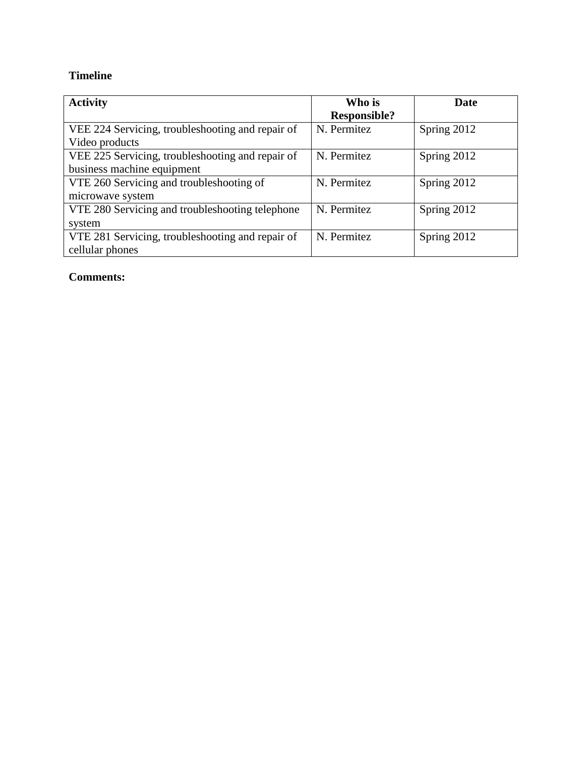**Timeline**

| Activity | Who is Responsible? | Date |
|---|---|---|
| VEE 224 Servicing, troubleshooting and repair of Video products | N. Permitez | Spring 2012 |
| VEE 225 Servicing, troubleshooting and repair of business machine equipment | N. Permitez | Spring 2012 |
| VTE 260 Servicing and troubleshooting of microwave system | N. Permitez | Spring 2012 |
| VTE 280 Servicing and troubleshooting telephone system | N. Permitez | Spring 2012 |
| VTE 281 Servicing, troubleshooting and repair of cellular phones | N. Permitez | Spring 2012 |

**Comments:**